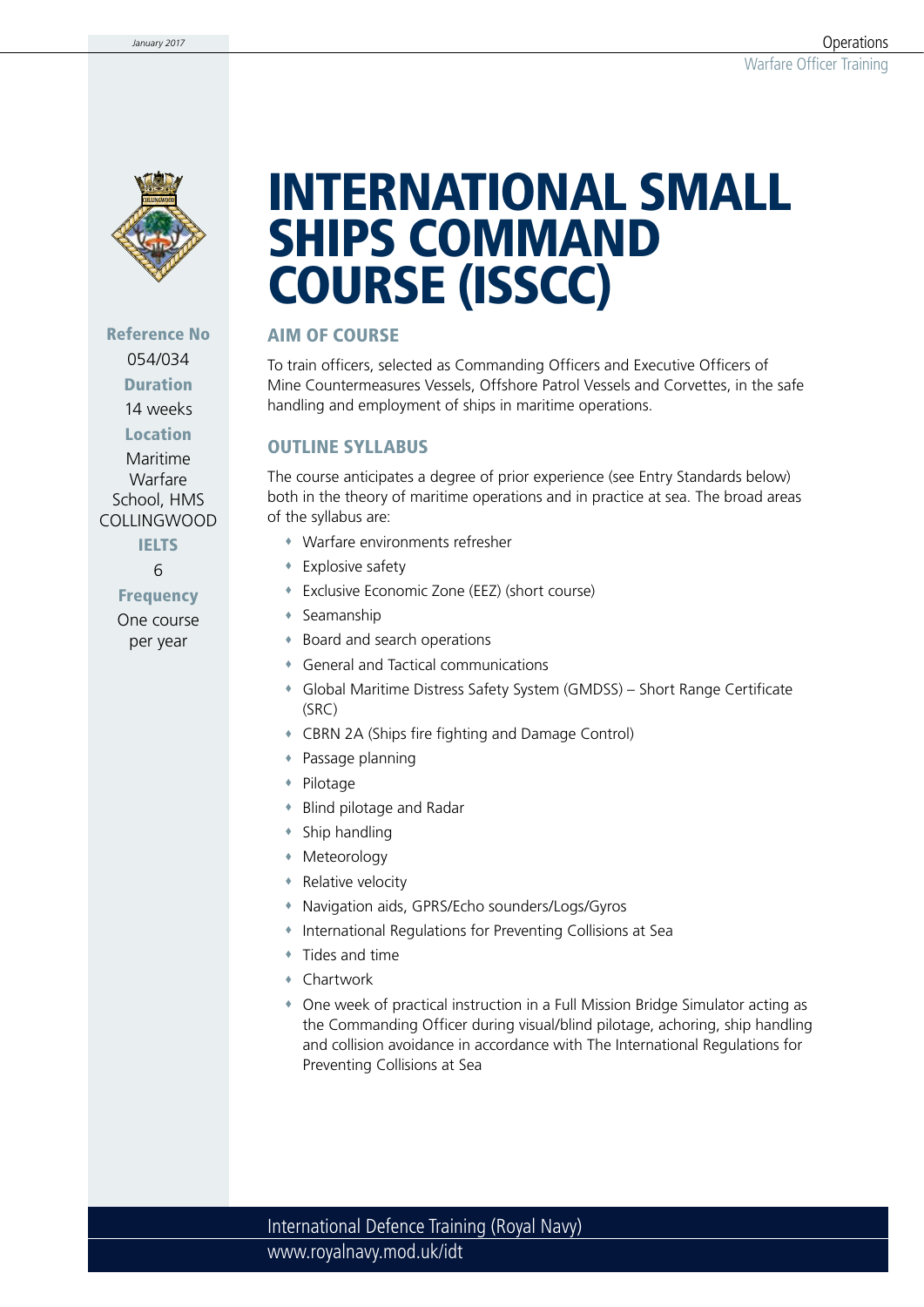# INTERNATIONAL SMALL SHIPS COMMAND COURSE (ISSCC)

**Reference No**
054/034

**Duration**
14 weeks

**Location**
Maritime Warfare School, HMS COLLINGWOOD

**IELTS**
6

**Frequency**
One course per year

## AIM OF COURSE

To train officers, selected as Commanding Officers and Executive Officers of Mine Countermeasures Vessels, Offshore Patrol Vessels and Corvettes, in the safe handling and employment of ships in maritime operations.

## OUTLINE SYLLABUS

The course anticipates a degree of prior experience (see Entry Standards below) both in the theory of maritime operations and in practice at sea. The broad areas of the syllabus are:

- Warfare environments refresher
- Explosive safety
- Exclusive Economic Zone (EEZ) (short course)
- Seamanship
- Board and search operations
- General and Tactical communications
- Global Maritime Distress Safety System (GMDSS) – Short Range Certificate (SRC)
- CBRN 2A (Ships fire fighting and Damage Control)
- Passage planning
- Pilotage
- Blind pilotage and Radar
- Ship handling
- Meteorology
- Relative velocity
- Navigation aids, GPRS/Echo sounders/Logs/Gyros
- International Regulations for Preventing Collisions at Sea
- Tides and time
- Chartwork
- One week of practical instruction in a Full Mission Bridge Simulator acting as the Commanding Officer during visual/blind pilotage, achoring, ship handling and collision avoidance in accordance with The International Regulations for Preventing Collisions at Sea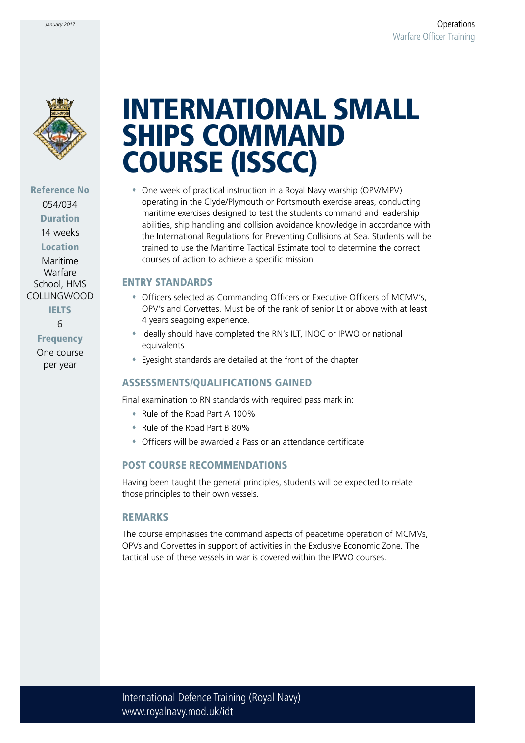# INTERNATIONAL SMALL SHIPS COMMAND COURSE (ISSCC)

**Reference No**
054/034

**Duration**
14 weeks

**Location**
Maritime Warfare School, HMS COLLINGWOOD

**IELTS**
6

**Frequency**
One course per year

- One week of practical instruction in a Royal Navy warship (OPV/MPV) operating in the Clyde/Plymouth or Portsmouth exercise areas, conducting maritime exercises designed to test the students command and leadership abilities, ship handling and collision avoidance knowledge in accordance with the International Regulations for Preventing Collisions at Sea. Students will be trained to use the Maritime Tactical Estimate tool to determine the correct courses of action to achieve a specific mission

## ENTRY STANDARDS

- Officers selected as Commanding Officers or Executive Officers of MCMV's, OPV's and Corvettes. Must be of the rank of senior Lt or above with at least 4 years seagoing experience.
- Ideally should have completed the RN's ILT, INOC or IPWO or national equivalents
- Eyesight standards are detailed at the front of the chapter

## ASSESSMENTS/QUALIFICATIONS GAINED

Final examination to RN standards with required pass mark in:

- Rule of the Road Part A 100%
- Rule of the Road Part B 80%
- Officers will be awarded a Pass or an attendance certificate

## POST COURSE RECOMMENDATIONS

Having been taught the general principles, students will be expected to relate those principles to their own vessels.

## REMARKS

The course emphasises the command aspects of peacetime operation of MCMVs, OPVs and Corvettes in support of activities in the Exclusive Economic Zone. The tactical use of these vessels in war is covered within the IPWO courses.